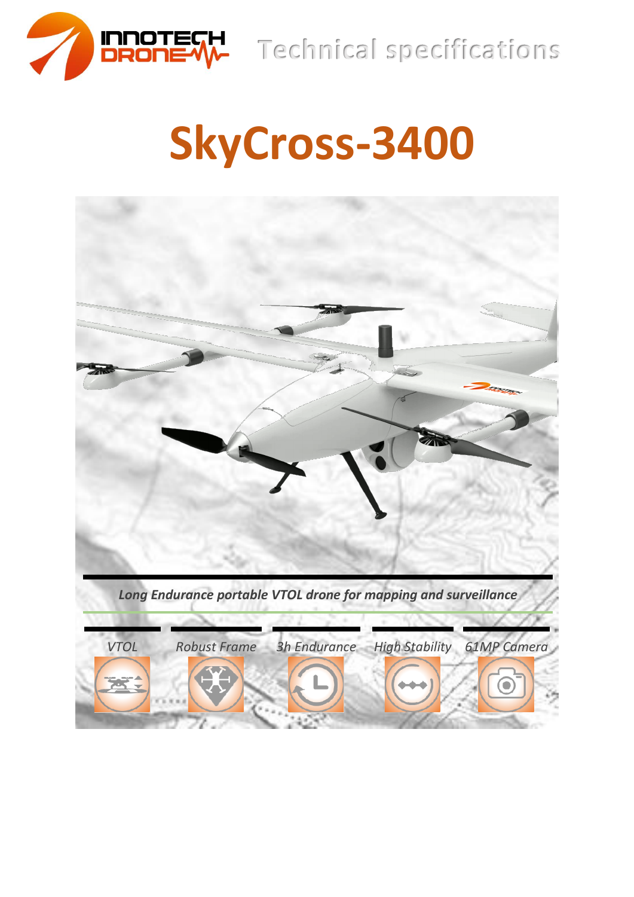Technical specifications

# SkyCross-3400

***Long Endurance portable VTOL drone for mapping and surveillance***

*VTOL* | *Robust Frame* | *3h Endurance* | *High Stability* | *61MP Camera*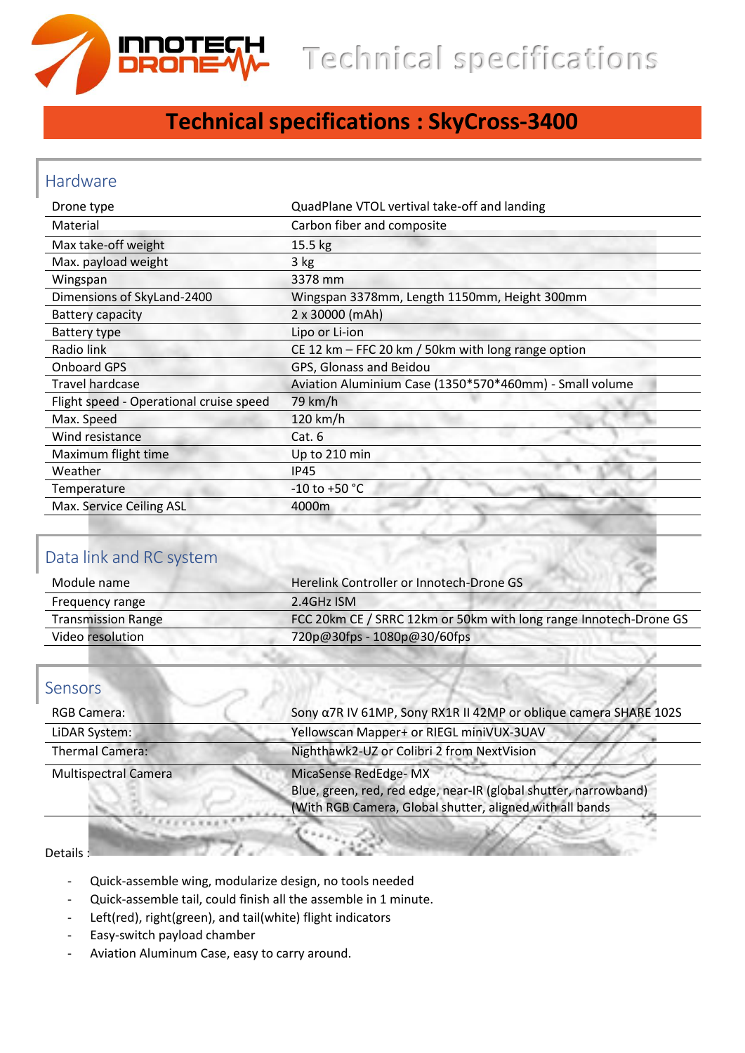# Technical specifications

## Technical specifications : SkyCross-3400

### Hardware

| | |
|---|---|
| Drone type | QuadPlane VTOL vertival take-off and landing |
| Material | Carbon fiber and composite |
| Max take-off weight | 15.5 kg |
| Max. payload weight | 3 kg |
| Wingspan | 3378 mm |
| Dimensions of SkyLand-2400 | Wingspan 3378mm, Length 1150mm, Height 300mm |
| Battery capacity | 2 x 30000 (mAh) |
| Battery type | Lipo or Li-ion |
| Radio link | CE 12 km – FFC 20 km / 50km with long range option |
| Onboard GPS | GPS, Glonass and Beidou |
| Travel hardcase | Aviation Aluminium Case (1350*570*460mm) - Small volume |
| Flight speed - Operational cruise speed | 79 km/h |
| Max. Speed | 120 km/h |
| Wind resistance | Cat. 6 |
| Maximum flight time | Up to 210 min |
| Weather | IP45 |
| Temperature | -10 to +50 °C |
| Max. Service Ceiling ASL | 4000m |

### Data link and RC system

| | |
|---|---|
| Module name | Herelink Controller or Innotech-Drone GS |
| Frequency range | 2.4GHz ISM |
| Transmission Range | FCC 20km CE / SRRC 12km or 50km with long range Innotech-Drone GS |
| Video resolution | 720p@30fps - 1080p@30/60fps |

### Sensors

| | |
|---|---|
| RGB Camera: | Sony α7R IV 61MP, Sony RX1R II 42MP or oblique camera SHARE 102S |
| LiDAR System: | Yellowscan Mapper+ or RIEGL miniVUX-3UAV |
| Thermal Camera: | Nighthawk2-UZ or Colibri 2 from NextVision |
| Multispectral Camera | MicaSense RedEdge- MX<br>Blue, green, red, red edge, near-IR (global shutter, narrowband)<br>(With RGB Camera, Global shutter, aligned with all bands |

Details :

- Quick-assemble wing, modularize design, no tools needed
- Quick-assemble tail, could finish all the assemble in 1 minute.
- Left(red), right(green), and tail(white) flight indicators
- Easy-switch payload chamber
- Aviation Aluminum Case, easy to carry around.